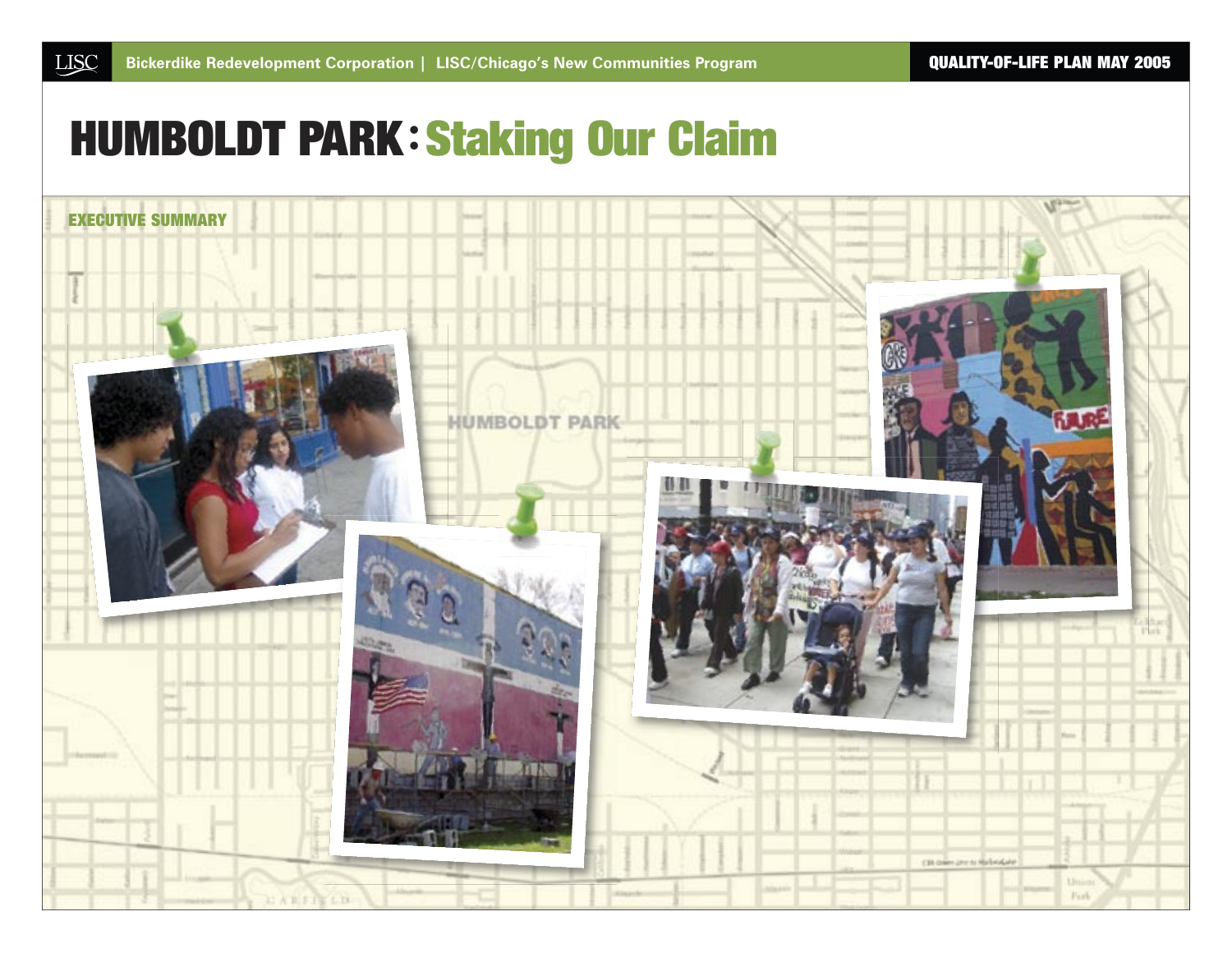Bickerdike Redevelopment Corporation | LISC/Chicago's New Communities Program

QUALITY-OF-LIFE PLAN MAY 2005

# HUMBOLDT PARK: Staking Our Claim

## EXECUTIVE SUMMARY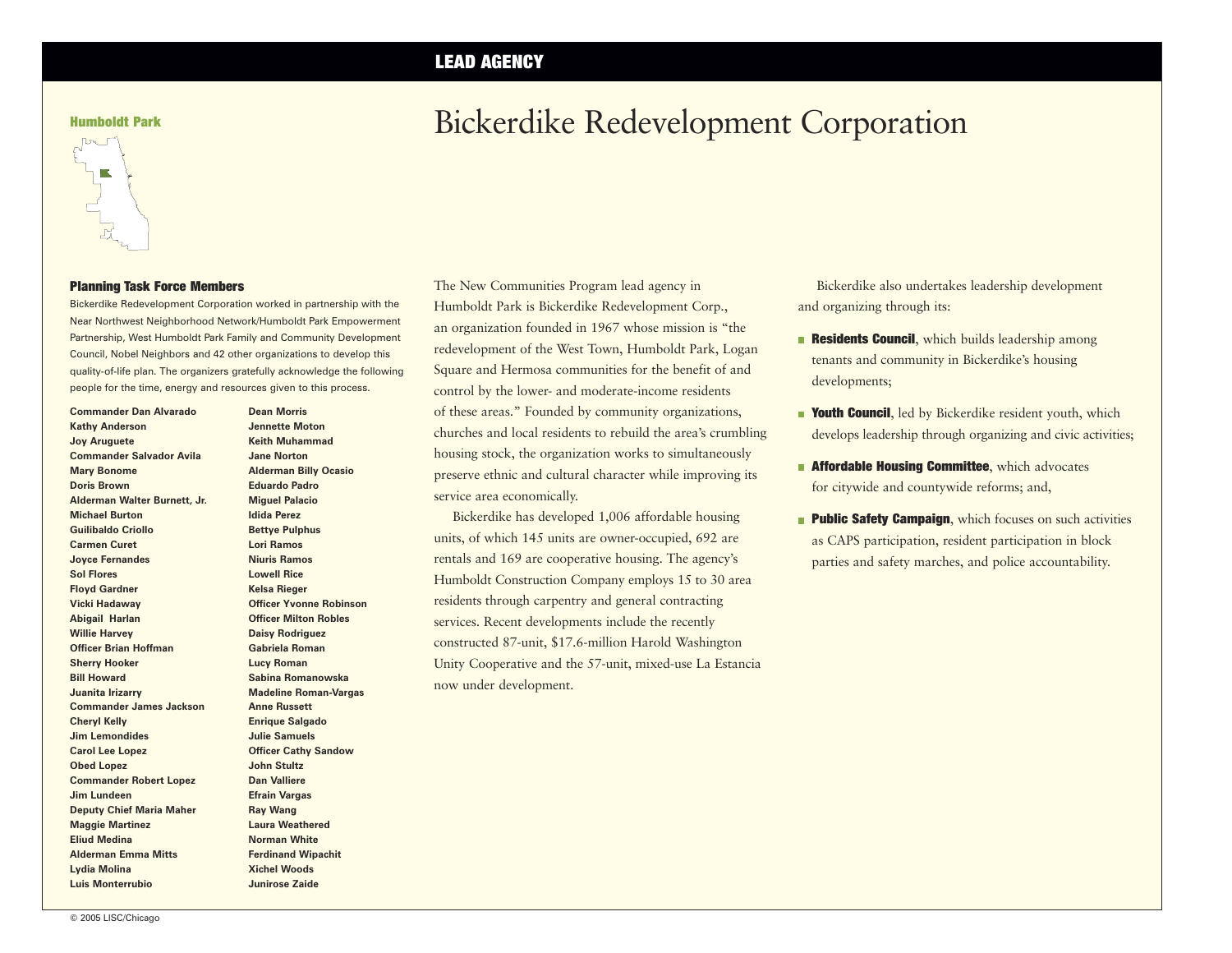## LEAD AGENCY

**Humboldt Park**

# Bickerdike Redevelopment Corporation

### Planning Task Force Members

Bickerdike Redevelopment Corporation worked in partnership with the Near Northwest Neighborhood Network/Humboldt Park Empowerment Partnership, West Humboldt Park Family and Community Development Council, Nobel Neighbors and 42 other organizations to develop this quality-of-life plan. The organizers gratefully acknowledge the following people for the time, energy and resources given to this process.

**Commander Dan Alvarado**
**Kathy Anderson**
**Joy Aruguete**
**Commander Salvador Avila**
**Mary Bonome**
**Doris Brown**
**Alderman Walter Burnett, Jr.**
**Michael Burton**
**Guilibaldo Criollo**
**Carmen Curet**
**Joyce Fernandes**
**Sol Flores**
**Floyd Gardner**
**Vicki Hadaway**
**Abigail Harlan**
**Willie Harvey**
**Officer Brian Hoffman**
**Sherry Hooker**
**Bill Howard**
**Juanita Irizarry**
**Commander James Jackson**
**Cheryl Kelly**
**Jim Lemondides**
**Carol Lee Lopez**
**Obed Lopez**
**Commander Robert Lopez**
**Jim Lundeen**
**Deputy Chief Maria Maher**
**Maggie Martinez**
**Eliud Medina**
**Alderman Emma Mitts**
**Lydia Molina**
**Luis Monterrubio**
**Dean Morris**
**Jennette Moton**
**Keith Muhammad**
**Jane Norton**
**Alderman Billy Ocasio**
**Eduardo Padro**
**Miguel Palacio**
**Idida Perez**
**Bettye Pulphus**
**Lori Ramos**
**Niuris Ramos**
**Lowell Rice**
**Kelsa Rieger**
**Officer Yvonne Robinson**
**Officer Milton Robles**
**Daisy Rodriguez**
**Gabriela Roman**
**Lucy Roman**
**Sabina Romanowska**
**Madeline Roman-Vargas**
**Anne Russett**
**Enrique Salgado**
**Julie Samuels**
**Officer Cathy Sandow**
**John Stultz**
**Dan Valliere**
**Efrain Vargas**
**Ray Wang**
**Laura Weathered**
**Norman White**
**Ferdinand Wipachit**
**Xichel Woods**
**Junirose Zaide**

The New Communities Program lead agency in Humboldt Park is Bickerdike Redevelopment Corp., an organization founded in 1967 whose mission is "the redevelopment of the West Town, Humboldt Park, Logan Square and Hermosa communities for the benefit of and control by the lower- and moderate-income residents of these areas." Founded by community organizations, churches and local residents to rebuild the area's crumbling housing stock, the organization works to simultaneously preserve ethnic and cultural character while improving its service area economically.

Bickerdike has developed 1,006 affordable housing units, of which 145 units are owner-occupied, 692 are rentals and 169 are cooperative housing. The agency's Humboldt Construction Company employs 15 to 30 area residents through carpentry and general contracting services. Recent developments include the recently constructed 87-unit, $17.6-million Harold Washington Unity Cooperative and the 57-unit, mixed-use La Estancia now under development.

Bickerdike also undertakes leadership development and organizing through its:

- **Residents Council**, which builds leadership among tenants and community in Bickerdike's housing developments;
- **Youth Council**, led by Bickerdike resident youth, which develops leadership through organizing and civic activities;
- **Affordable Housing Committee**, which advocates for citywide and countywide reforms; and,
- **Public Safety Campaign**, which focuses on such activities as CAPS participation, resident participation in block parties and safety marches, and police accountability.

© 2005 LISC/Chicago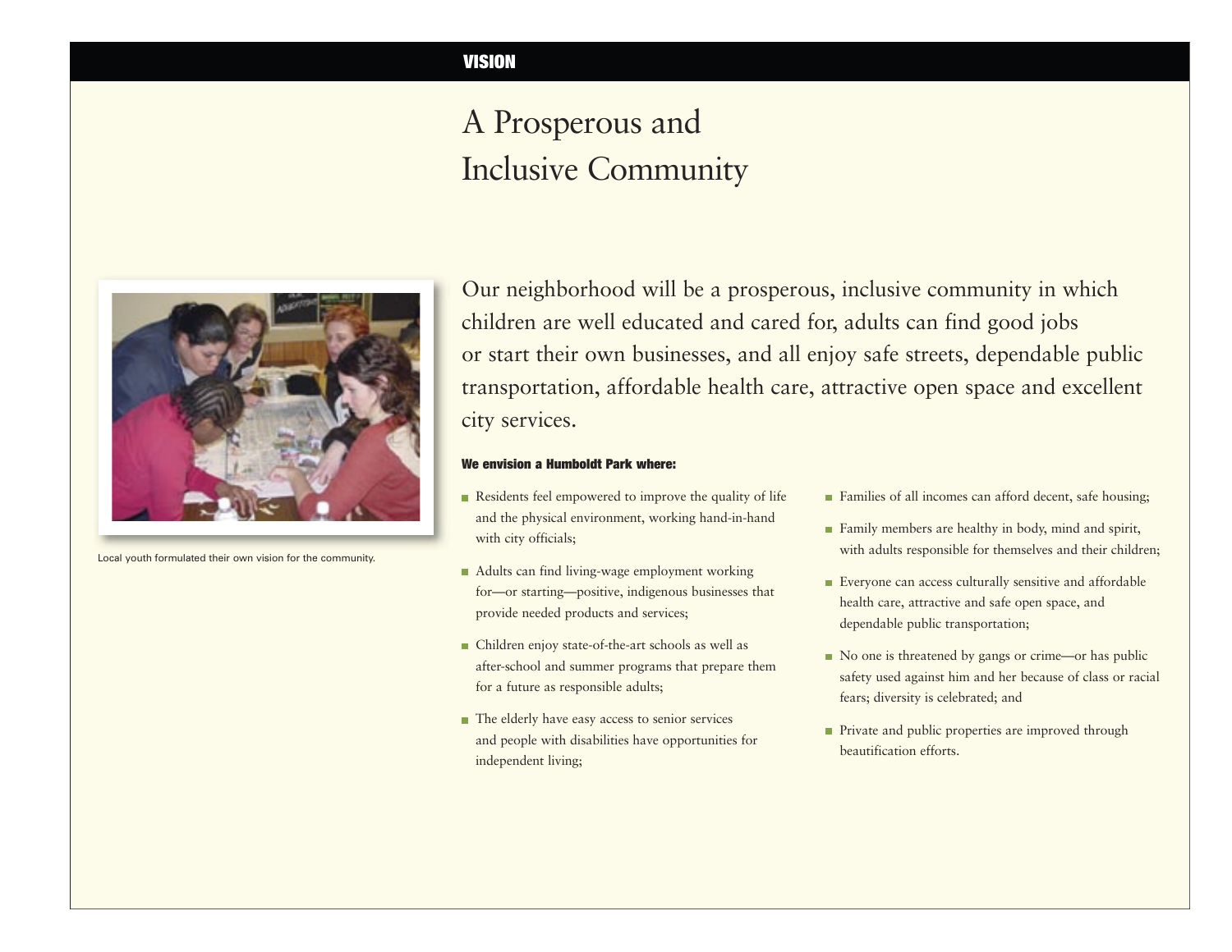VISION

# A Prosperous and Inclusive Community

Local youth formulated their own vision for the community.

Our neighborhood will be a prosperous, inclusive community in which children are well educated and cared for, adults can find good jobs or start their own businesses, and all enjoy safe streets, dependable public transportation, affordable health care, attractive open space and excellent city services.

**We envision a Humboldt Park where:**

- Residents feel empowered to improve the quality of life and the physical environment, working hand-in-hand with city officials;
- Adults can find living-wage employment working for—or starting—positive, indigenous businesses that provide needed products and services;
- Children enjoy state-of-the-art schools as well as after-school and summer programs that prepare them for a future as responsible adults;
- The elderly have easy access to senior services and people with disabilities have opportunities for independent living;
- Families of all incomes can afford decent, safe housing;
- Family members are healthy in body, mind and spirit, with adults responsible for themselves and their children;
- Everyone can access culturally sensitive and affordable health care, attractive and safe open space, and dependable public transportation;
- No one is threatened by gangs or crime—or has public safety used against him and her because of class or racial fears; diversity is celebrated; and
- Private and public properties are improved through beautification efforts.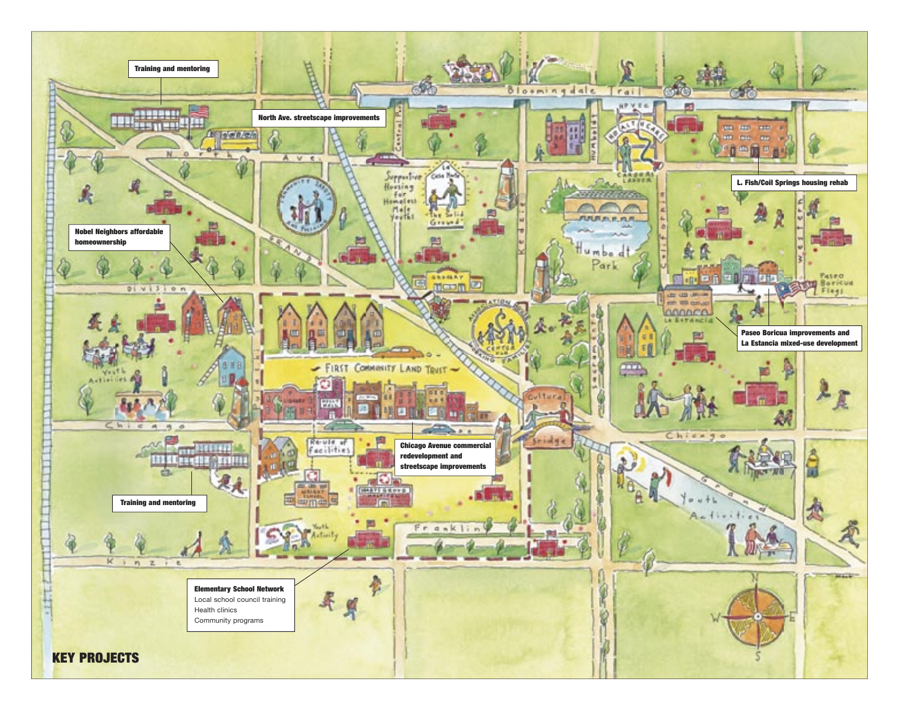Training and mentoring

North Ave. streetscape improvements

L. Fish/Coil Springs housing rehab

Nobel Neighbors affordable homeownership

Paseo Boricua improvements and La Estancia mixed-use development

Chicago Avenue commercial redevelopment and streetscape improvements

Training and mentoring

**Elementary School Network**
Local school council training
Health clinics
Community programs

## KEY PROJECTS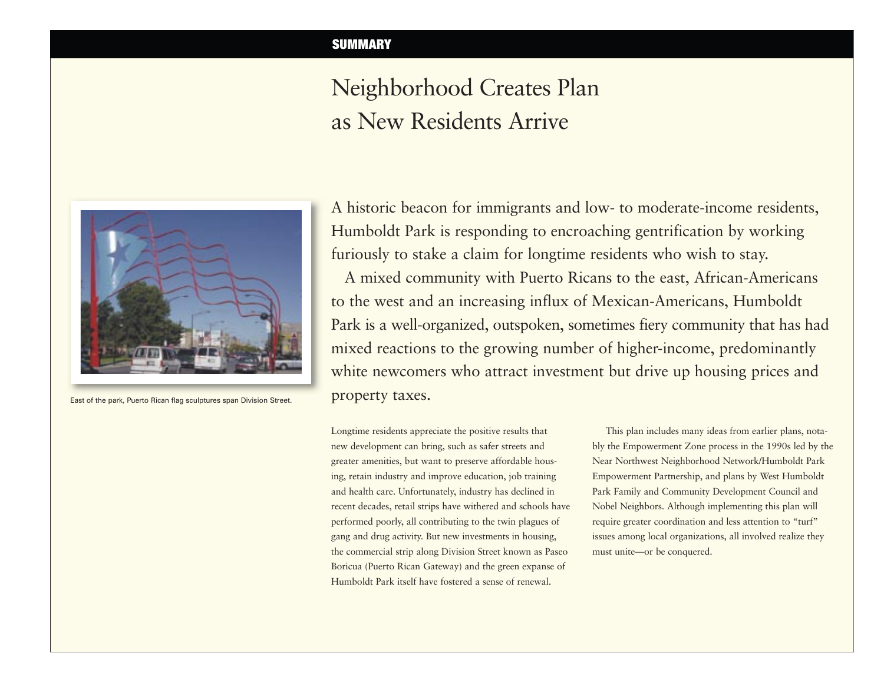## SUMMARY

# Neighborhood Creates Plan as New Residents Arrive

East of the park, Puerto Rican flag sculptures span Division Street.

A historic beacon for immigrants and low- to moderate-income residents, Humboldt Park is responding to encroaching gentrification by working furiously to stake a claim for longtime residents who wish to stay.

A mixed community with Puerto Ricans to the east, African-Americans to the west and an increasing influx of Mexican-Americans, Humboldt Park is a well-organized, outspoken, sometimes fiery community that has had mixed reactions to the growing number of higher-income, predominantly white newcomers who attract investment but drive up housing prices and property taxes.

Longtime residents appreciate the positive results that new development can bring, such as safer streets and greater amenities, but want to preserve affordable housing, retain industry and improve education, job training and health care. Unfortunately, industry has declined in recent decades, retail strips have withered and schools have performed poorly, all contributing to the twin plagues of gang and drug activity. But new investments in housing, the commercial strip along Division Street known as Paseo Boricua (Puerto Rican Gateway) and the green expanse of Humboldt Park itself have fostered a sense of renewal.

This plan includes many ideas from earlier plans, notably the Empowerment Zone process in the 1990s led by the Near Northwest Neighborhood Network/Humboldt Park Empowerment Partnership, and plans by West Humboldt Park Family and Community Development Council and Nobel Neighbors. Although implementing this plan will require greater coordination and less attention to "turf" issues among local organizations, all involved realize they must unite—or be conquered.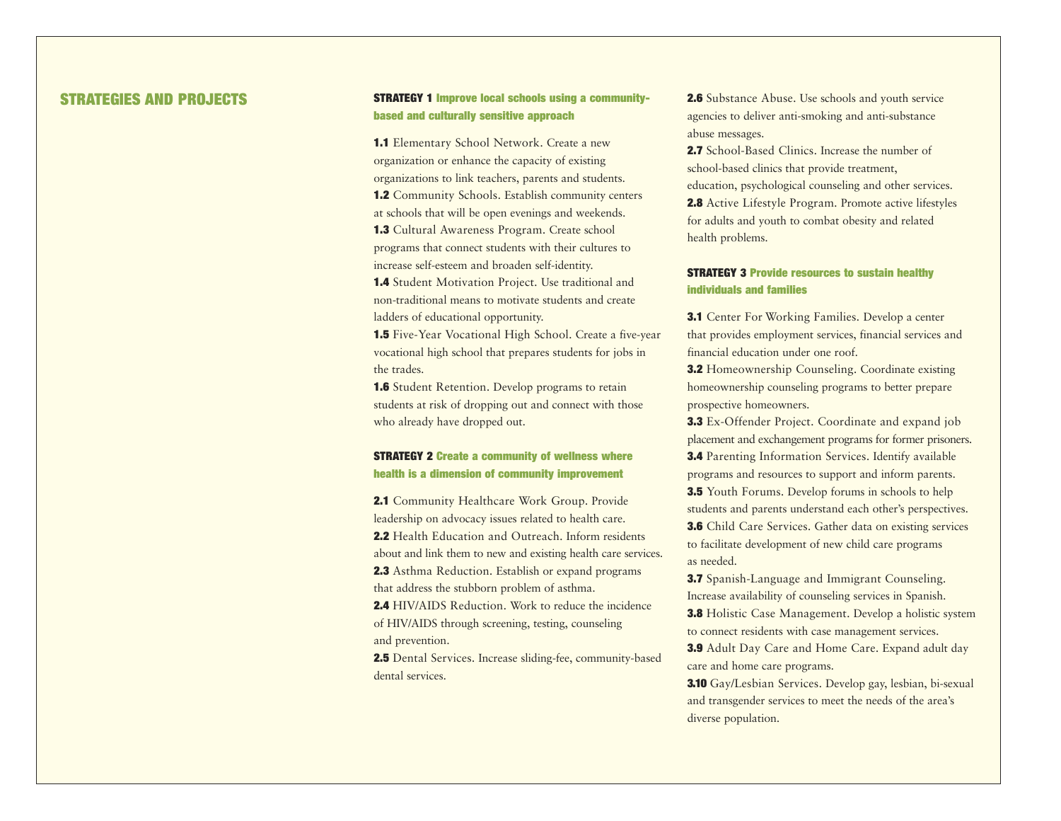## STRATEGIES AND PROJECTS

### STRATEGY 1 Improve local schools using a community-based and culturally sensitive approach

**1.1** Elementary School Network. Create a new organization or enhance the capacity of existing organizations to link teachers, parents and students.

**1.2** Community Schools. Establish community centers at schools that will be open evenings and weekends.

**1.3** Cultural Awareness Program. Create school programs that connect students with their cultures to increase self-esteem and broaden self-identity.

**1.4** Student Motivation Project. Use traditional and non-traditional means to motivate students and create ladders of educational opportunity.

**1.5** Five-Year Vocational High School. Create a five-year vocational high school that prepares students for jobs in the trades.

**1.6** Student Retention. Develop programs to retain students at risk of dropping out and connect with those who already have dropped out.

### STRATEGY 2 Create a community of wellness where health is a dimension of community improvement

**2.1** Community Healthcare Work Group. Provide leadership on advocacy issues related to health care.

**2.2** Health Education and Outreach. Inform residents about and link them to new and existing health care services.

**2.3** Asthma Reduction. Establish or expand programs that address the stubborn problem of asthma.

**2.4** HIV/AIDS Reduction. Work to reduce the incidence of HIV/AIDS through screening, testing, counseling and prevention.

**2.5** Dental Services. Increase sliding-fee, community-based dental services.

**2.6** Substance Abuse. Use schools and youth service agencies to deliver anti-smoking and anti-substance abuse messages.

**2.7** School-Based Clinics. Increase the number of school-based clinics that provide treatment, education, psychological counseling and other services.

**2.8** Active Lifestyle Program. Promote active lifestyles for adults and youth to combat obesity and related health problems.

### STRATEGY 3 Provide resources to sustain healthy individuals and families

**3.1** Center For Working Families. Develop a center that provides employment services, financial services and financial education under one roof.

**3.2** Homeownership Counseling. Coordinate existing homeownership counseling programs to better prepare prospective homeowners.

**3.3** Ex-Offender Project. Coordinate and expand job placement and exchangement programs for former prisoners.

**3.4** Parenting Information Services. Identify available programs and resources to support and inform parents.

**3.5** Youth Forums. Develop forums in schools to help students and parents understand each other's perspectives.

**3.6** Child Care Services. Gather data on existing services to facilitate development of new child care programs as needed.

**3.7** Spanish-Language and Immigrant Counseling. Increase availability of counseling services in Spanish.

**3.8** Holistic Case Management. Develop a holistic system to connect residents with case management services.

**3.9** Adult Day Care and Home Care. Expand adult day care and home care programs.

**3.10** Gay/Lesbian Services. Develop gay, lesbian, bi-sexual and transgender services to meet the needs of the area's diverse population.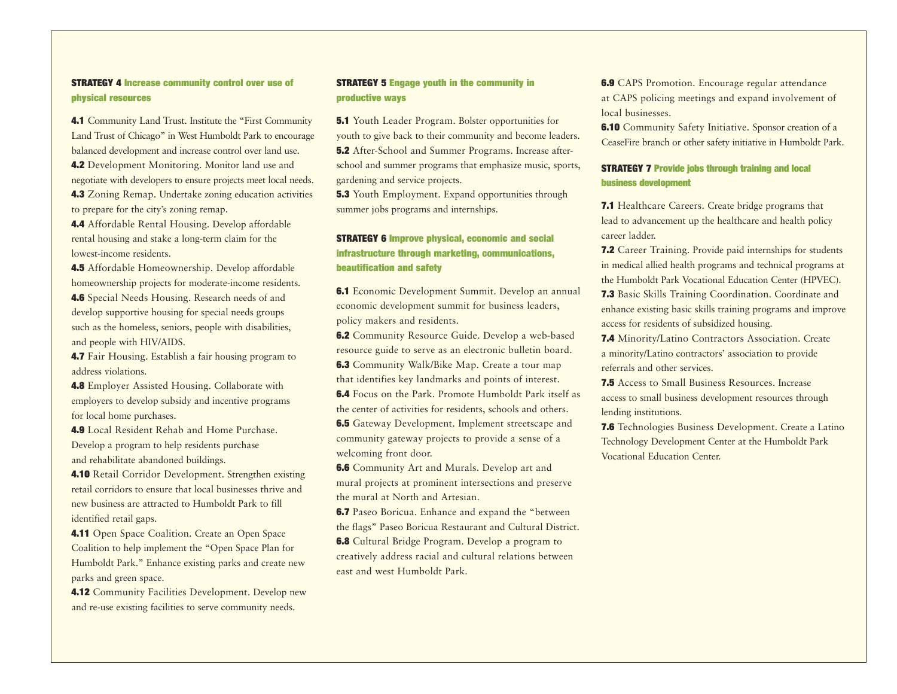**STRATEGY 4 Increase community control over use of physical resources**

**4.1** Community Land Trust. Institute the "First Community Land Trust of Chicago" in West Humboldt Park to encourage balanced development and increase control over land use.

**4.2** Development Monitoring. Monitor land use and negotiate with developers to ensure projects meet local needs.

**4.3** Zoning Remap. Undertake zoning education activities to prepare for the city's zoning remap.

**4.4** Affordable Rental Housing. Develop affordable rental housing and stake a long-term claim for the lowest-income residents.

**4.5** Affordable Homeownership. Develop affordable homeownership projects for moderate-income residents.

**4.6** Special Needs Housing. Research needs of and develop supportive housing for special needs groups such as the homeless, seniors, people with disabilities, and people with HIV/AIDS.

**4.7** Fair Housing. Establish a fair housing program to address violations.

**4.8** Employer Assisted Housing. Collaborate with employers to develop subsidy and incentive programs for local home purchases.

**4.9** Local Resident Rehab and Home Purchase. Develop a program to help residents purchase and rehabilitate abandoned buildings.

**4.10** Retail Corridor Development. Strengthen existing retail corridors to ensure that local businesses thrive and new business are attracted to Humboldt Park to fill identified retail gaps.

**4.11** Open Space Coalition. Create an Open Space Coalition to help implement the "Open Space Plan for Humboldt Park." Enhance existing parks and create new parks and green space.

**4.12** Community Facilities Development. Develop new and re-use existing facilities to serve community needs.

**STRATEGY 5 Engage youth in the community in productive ways**

**5.1** Youth Leader Program. Bolster opportunities for youth to give back to their community and become leaders.

**5.2** After-School and Summer Programs. Increase after-school and summer programs that emphasize music, sports, gardening and service projects.

**5.3** Youth Employment. Expand opportunities through summer jobs programs and internships.

**STRATEGY 6 Improve physical, economic and social infrastructure through marketing, communications, beautification and safety**

**6.1** Economic Development Summit. Develop an annual economic development summit for business leaders, policy makers and residents.

**6.2** Community Resource Guide. Develop a web-based resource guide to serve as an electronic bulletin board.

**6.3** Community Walk/Bike Map. Create a tour map that identifies key landmarks and points of interest.

**6.4** Focus on the Park. Promote Humboldt Park itself as the center of activities for residents, schools and others.

**6.5** Gateway Development. Implement streetscape and community gateway projects to provide a sense of a welcoming front door.

**6.6** Community Art and Murals. Develop art and mural projects at prominent intersections and preserve the mural at North and Artesian.

**6.7** Paseo Boricua. Enhance and expand the "between the flags" Paseo Boricua Restaurant and Cultural District.

**6.8** Cultural Bridge Program. Develop a program to creatively address racial and cultural relations between east and west Humboldt Park.

**6.9** CAPS Promotion. Encourage regular attendance at CAPS policing meetings and expand involvement of local businesses.

**6.10** Community Safety Initiative. Sponsor creation of a CeaseFire branch or other safety initiative in Humboldt Park.

**STRATEGY 7 Provide jobs through training and local business development**

**7.1** Healthcare Careers. Create bridge programs that lead to advancement up the healthcare and health policy career ladder.

**7.2** Career Training. Provide paid internships for students in medical allied health programs and technical programs at the Humboldt Park Vocational Education Center (HPVEC).

**7.3** Basic Skills Training Coordination. Coordinate and enhance existing basic skills training programs and improve access for residents of subsidized housing.

**7.4** Minority/Latino Contractors Association. Create a minority/Latino contractors' association to provide referrals and other services.

**7.5** Access to Small Business Resources. Increase access to small business development resources through lending institutions.

**7.6** Technologies Business Development. Create a Latino Technology Development Center at the Humboldt Park Vocational Education Center.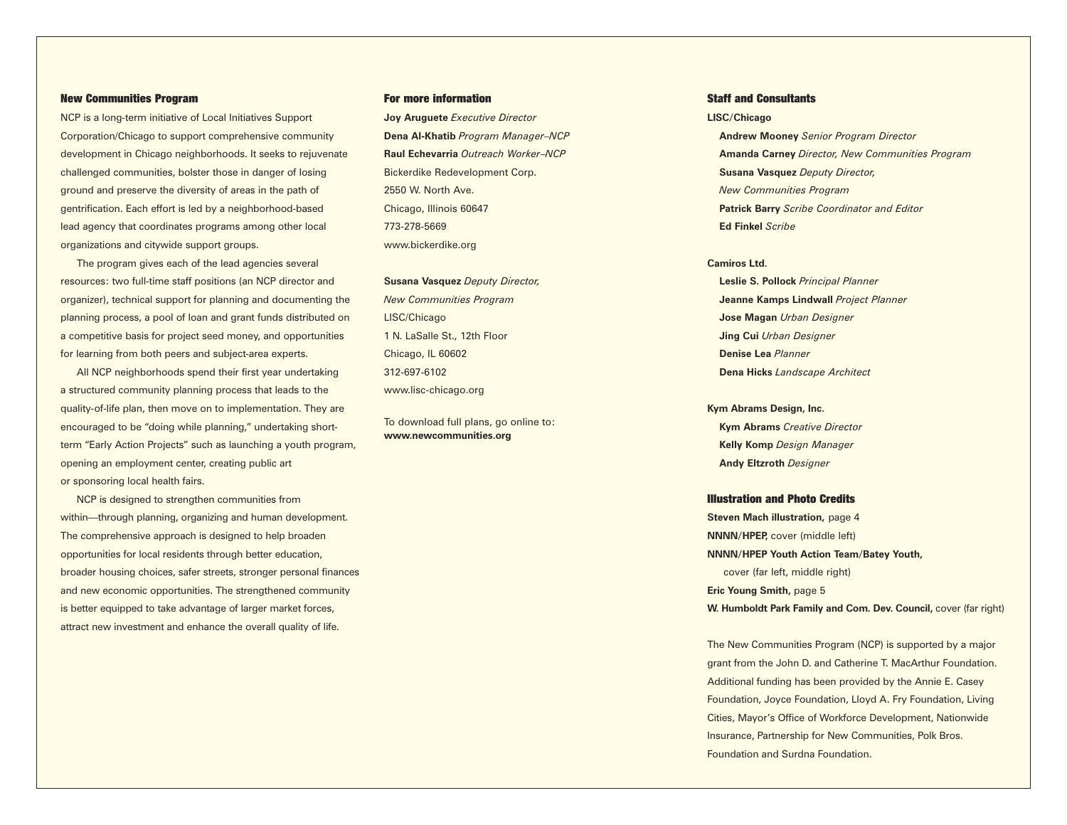### New Communities Program

NCP is a long-term initiative of Local Initiatives Support Corporation/Chicago to support comprehensive community development in Chicago neighborhoods. It seeks to rejuvenate challenged communities, bolster those in danger of losing ground and preserve the diversity of areas in the path of gentrification. Each effort is led by a neighborhood-based lead agency that coordinates programs among other local organizations and citywide support groups.

The program gives each of the lead agencies several resources: two full-time staff positions (an NCP director and organizer), technical support for planning and documenting the planning process, a pool of loan and grant funds distributed on a competitive basis for project seed money, and opportunities for learning from both peers and subject-area experts.

All NCP neighborhoods spend their first year undertaking a structured community planning process that leads to the quality-of-life plan, then move on to implementation. They are encouraged to be "doing while planning," undertaking short-term "Early Action Projects" such as launching a youth program, opening an employment center, creating public art or sponsoring local health fairs.

NCP is designed to strengthen communities from within—through planning, organizing and human development. The comprehensive approach is designed to help broaden opportunities for local residents through better education, broader housing choices, safer streets, stronger personal finances and new economic opportunities. The strengthened community is better equipped to take advantage of larger market forces, attract new investment and enhance the overall quality of life.

### For more information

**Joy Aruguete** *Executive Director*
**Dena Al-Khatib** *Program Manager–NCP*
**Raul Echevarria** *Outreach Worker–NCP*
Bickerdike Redevelopment Corp.
2550 W. North Ave.
Chicago, Illinois 60647
773-278-5669
www.bickerdike.org

**Susana Vasquez** *Deputy Director, New Communities Program*
LISC/Chicago
1 N. LaSalle St., 12th Floor
Chicago, IL 60602
312-697-6102
www.lisc-chicago.org

To download full plans, go online to:
**www.newcommunities.org**

### Staff and Consultants

**LISC/Chicago**

**Andrew Mooney** *Senior Program Director*
**Amanda Carney** *Director, New Communities Program*
**Susana Vasquez** *Deputy Director, New Communities Program*
**Patrick Barry** *Scribe Coordinator and Editor*
**Ed Finkel** *Scribe*

**Camiros Ltd.**

**Leslie S. Pollock** *Principal Planner*
**Jeanne Kamps Lindwall** *Project Planner*
**Jose Magan** *Urban Designer*
**Jing Cui** *Urban Designer*
**Denise Lea** *Planner*
**Dena Hicks** *Landscape Architect*

**Kym Abrams Design, Inc.**

**Kym Abrams** *Creative Director*
**Kelly Komp** *Design Manager*
**Andy Eltzroth** *Designer*

### Illustration and Photo Credits

**Steven Mach illustration,** page 4
**NNNN/HPEP,** cover (middle left)
**NNNN/HPEP Youth Action Team/Batey Youth,** cover (far left, middle right)
**Eric Young Smith,** page 5
**W. Humboldt Park Family and Com. Dev. Council,** cover (far right)

The New Communities Program (NCP) is supported by a major grant from the John D. and Catherine T. MacArthur Foundation. Additional funding has been provided by the Annie E. Casey Foundation, Joyce Foundation, Lloyd A. Fry Foundation, Living Cities, Mayor's Office of Workforce Development, Nationwide Insurance, Partnership for New Communities, Polk Bros. Foundation and Surdna Foundation.